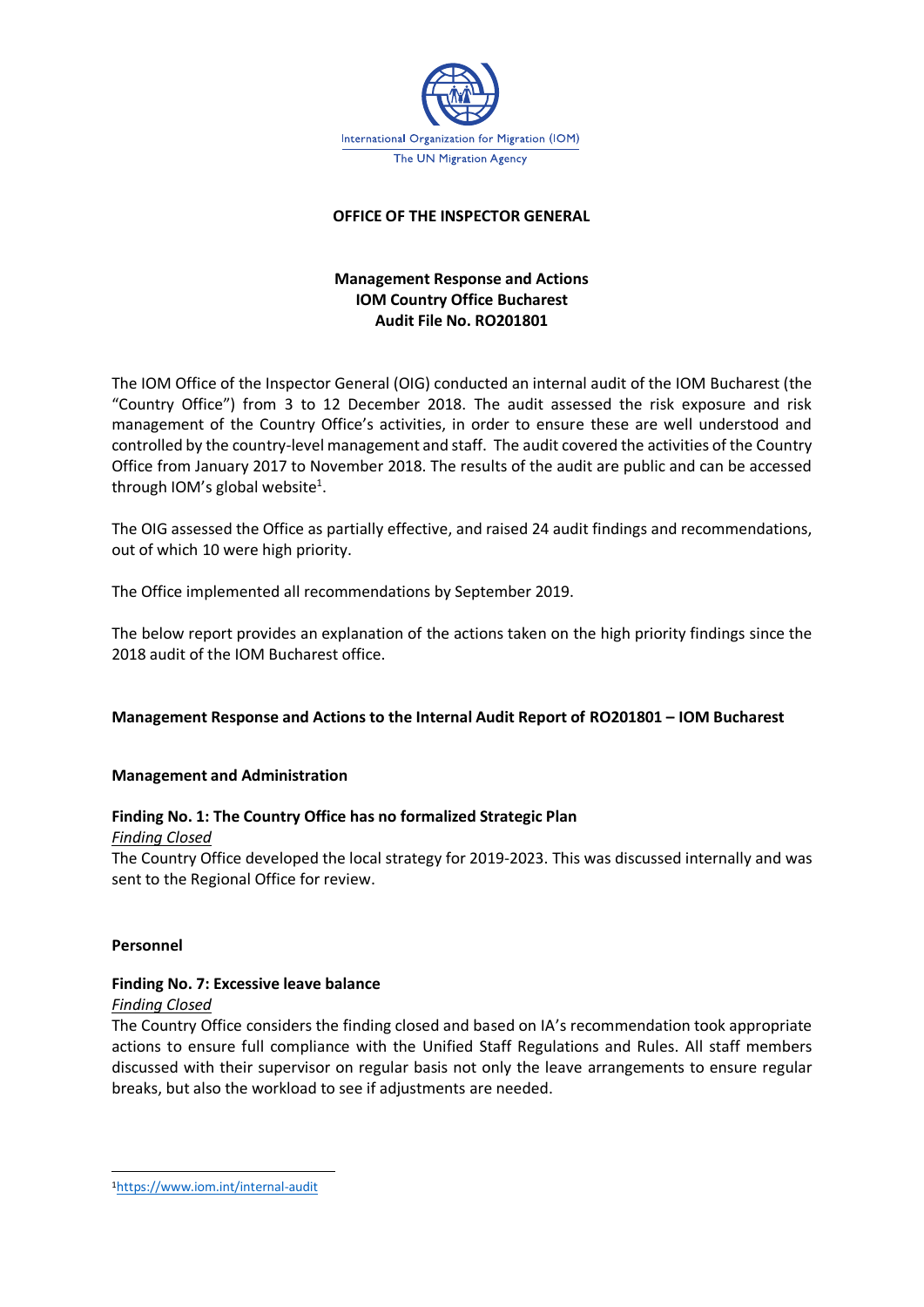International Organization for Migration (IOM)
The UN Migration Agency

**OFFICE OF THE INSPECTOR GENERAL**

**Management Response and Actions**
**IOM Country Office Bucharest**
**Audit File No. RO201801**

The IOM Office of the Inspector General (OIG) conducted an internal audit of the IOM Bucharest (the "Country Office") from 3 to 12 December 2018. The audit assessed the risk exposure and risk management of the Country Office's activities, in order to ensure these are well understood and controlled by the country-level management and staff. The audit covered the activities of the Country Office from January 2017 to November 2018. The results of the audit are public and can be accessed through IOM's global website[1].

The OIG assessed the Office as partially effective, and raised 24 audit findings and recommendations, out of which 10 were high priority.

The Office implemented all recommendations by September 2019.

The below report provides an explanation of the actions taken on the high priority findings since the 2018 audit of the IOM Bucharest office.

**Management Response and Actions to the Internal Audit Report of RO201801 – IOM Bucharest**

**Management and Administration**

**Finding No. 1: The Country Office has no formalized Strategic Plan**

*Finding Closed*

The Country Office developed the local strategy for 2019-2023. This was discussed internally and was sent to the Regional Office for review.

**Personnel**

**Finding No. 7: Excessive leave balance**

*Finding Closed*

The Country Office considers the finding closed and based on IA's recommendation took appropriate actions to ensure full compliance with the Unified Staff Regulations and Rules. All staff members discussed with their supervisor on regular basis not only the leave arrangements to ensure regular breaks, but also the workload to see if adjustments are needed.

[1] https://www.iom.int/internal-audit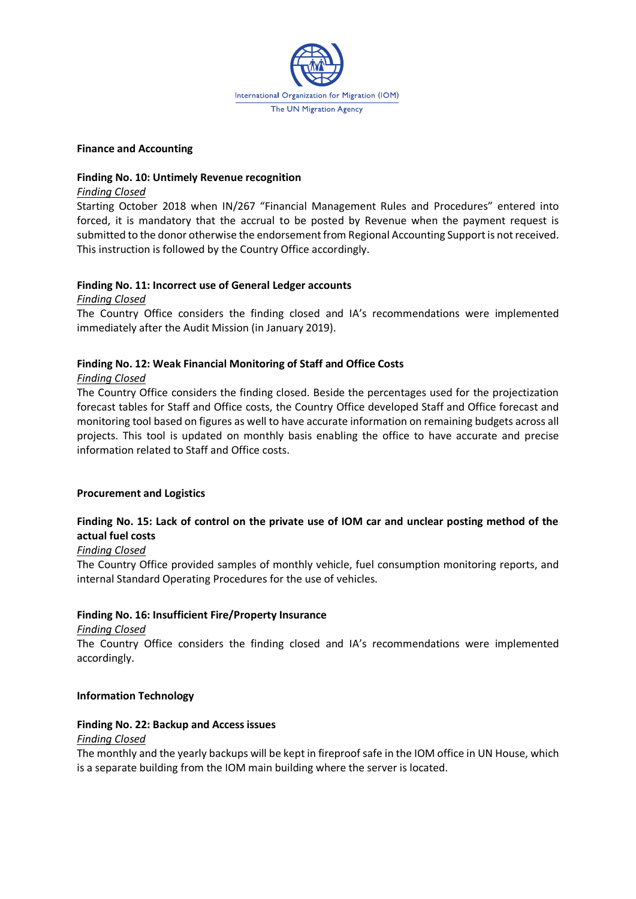**Finance and Accounting**

**Finding No. 10: Untimely Revenue recognition**

*Finding Closed*

Starting October 2018 when IN/267 "Financial Management Rules and Procedures" entered into forced, it is mandatory that the accrual to be posted by Revenue when the payment request is submitted to the donor otherwise the endorsement from Regional Accounting Support is not received. This instruction is followed by the Country Office accordingly.

**Finding No. 11: Incorrect use of General Ledger accounts**

*Finding Closed*

The Country Office considers the finding closed and IA's recommendations were implemented immediately after the Audit Mission (in January 2019).

**Finding No. 12: Weak Financial Monitoring of Staff and Office Costs**

*Finding Closed*

The Country Office considers the finding closed. Beside the percentages used for the projectization forecast tables for Staff and Office costs, the Country Office developed Staff and Office forecast and monitoring tool based on figures as well to have accurate information on remaining budgets across all projects. This tool is updated on monthly basis enabling the office to have accurate and precise information related to Staff and Office costs.

**Procurement and Logistics**

**Finding No. 15: Lack of control on the private use of IOM car and unclear posting method of the actual fuel costs**

*Finding Closed*

The Country Office provided samples of monthly vehicle, fuel consumption monitoring reports, and internal Standard Operating Procedures for the use of vehicles.

**Finding No. 16: Insufficient Fire/Property Insurance**

*Finding Closed*

The Country Office considers the finding closed and IA's recommendations were implemented accordingly.

**Information Technology**

**Finding No. 22: Backup and Access issues**

*Finding Closed*

The monthly and the yearly backups will be kept in fireproof safe in the IOM office in UN House, which is a separate building from the IOM main building where the server is located.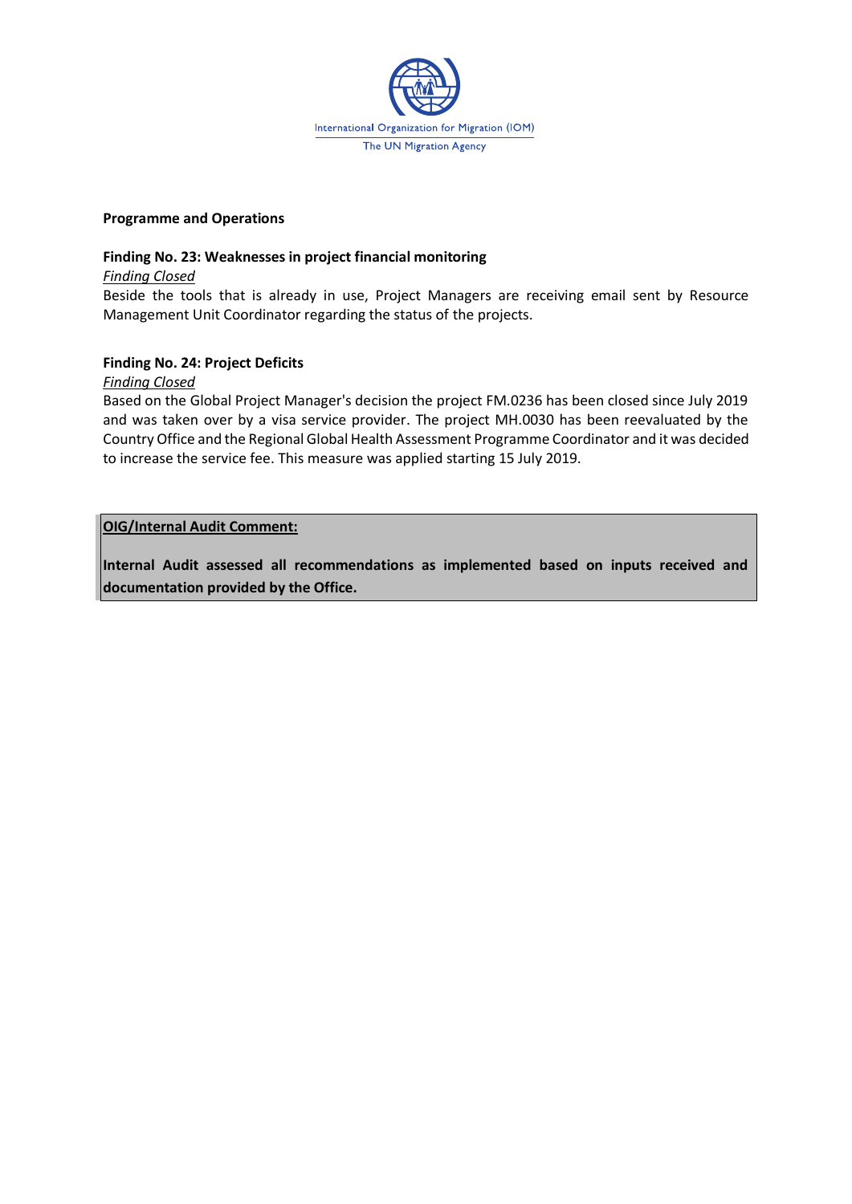**Programme and Operations**

**Finding No. 23: Weaknesses in project financial monitoring**

*Finding Closed*

Beside the tools that is already in use, Project Managers are receiving email sent by Resource Management Unit Coordinator regarding the status of the projects.

**Finding No. 24: Project Deficits**

*Finding Closed*

Based on the Global Project Manager's decision the project FM.0236 has been closed since July 2019 and was taken over by a visa service provider. The project MH.0030 has been reevaluated by the Country Office and the Regional Global Health Assessment Programme Coordinator and it was decided to increase the service fee. This measure was applied starting 15 July 2019.

**OIG/Internal Audit Comment:**

**Internal Audit assessed all recommendations as implemented based on inputs received and documentation provided by the Office.**